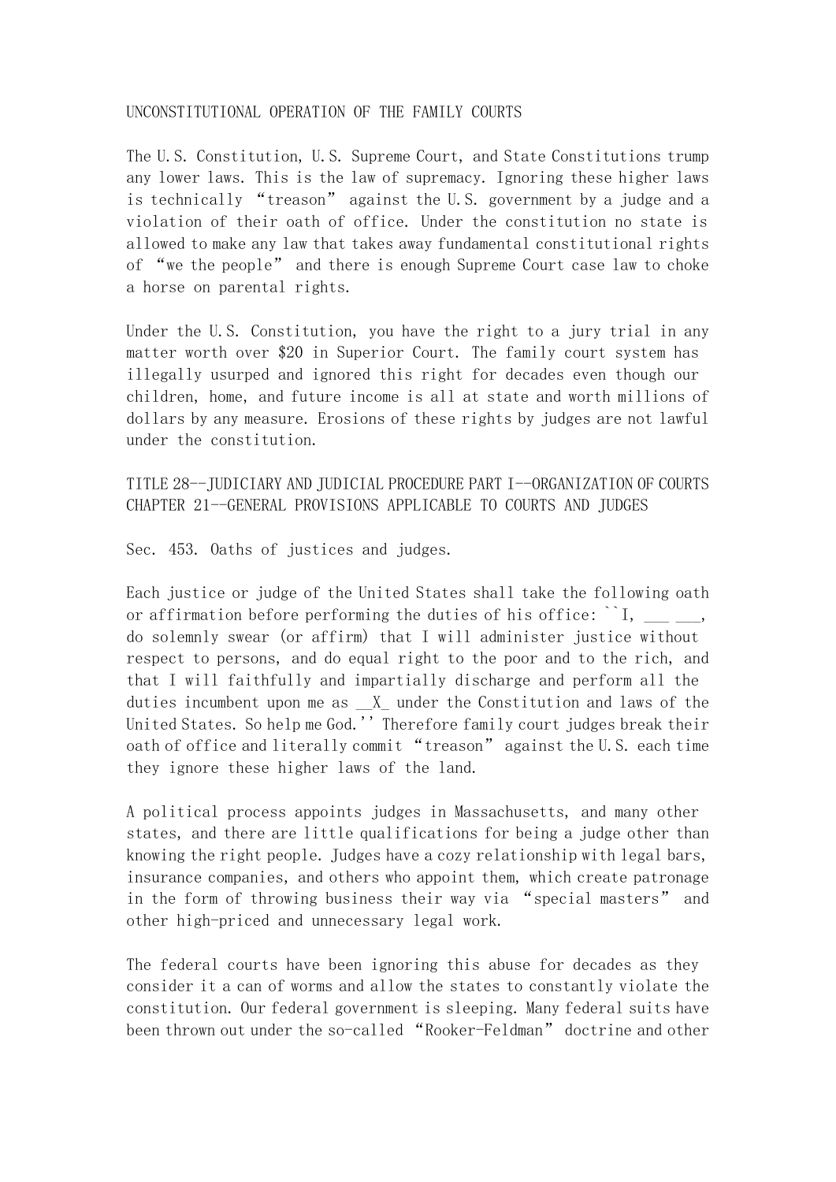# UNCONSTITUTIONAL OPERATION OF THE FAMILY COURTS

The U.S. Constitution, U.S. Supreme Court, and State Constitutions trump any lower laws. This is the law of supremacy. Ignoring these higher laws is technically "treason" against the U.S. government by a judge and a violation of their oath of office. Under the constitution no state is allowed to make any law that takes away fundamental constitutional rights of "we the people" and there is enough Supreme Court case law to choke a horse on parental rights.

Under the U.S. Constitution, you have the right to a jury trial in any matter worth over $20 in Superior Court. The family court system has illegally usurped and ignored this right for decades even though our children, home, and future income is all at state and worth millions of dollars by any measure. Erosions of these rights by judges are not lawful under the constitution.

TITLE 28--JUDICIARY AND JUDICIAL PROCEDURE PART I--ORGANIZATION OF COURTS CHAPTER 21--GENERAL PROVISIONS APPLICABLE TO COURTS AND JUDGES

Sec. 453. Oaths of justices and judges.

Each justice or judge of the United States shall take the following oath or affirmation before performing the duties of his office: ``I, ___ ___, do solemnly swear (or affirm) that I will administer justice without respect to persons, and do equal right to the poor and to the rich, and that I will faithfully and impartially discharge and perform all the duties incumbent upon me as __X_ under the Constitution and laws of the United States. So help me God.'' Therefore family court judges break their oath of office and literally commit "treason" against the U.S. each time they ignore these higher laws of the land.

A political process appoints judges in Massachusetts, and many other states, and there are little qualifications for being a judge other than knowing the right people. Judges have a cozy relationship with legal bars, insurance companies, and others who appoint them, which create patronage in the form of throwing business their way via "special masters" and other high-priced and unnecessary legal work.

The federal courts have been ignoring this abuse for decades as they consider it a can of worms and allow the states to constantly violate the constitution. Our federal government is sleeping. Many federal suits have been thrown out under the so-called "Rooker-Feldman" doctrine and other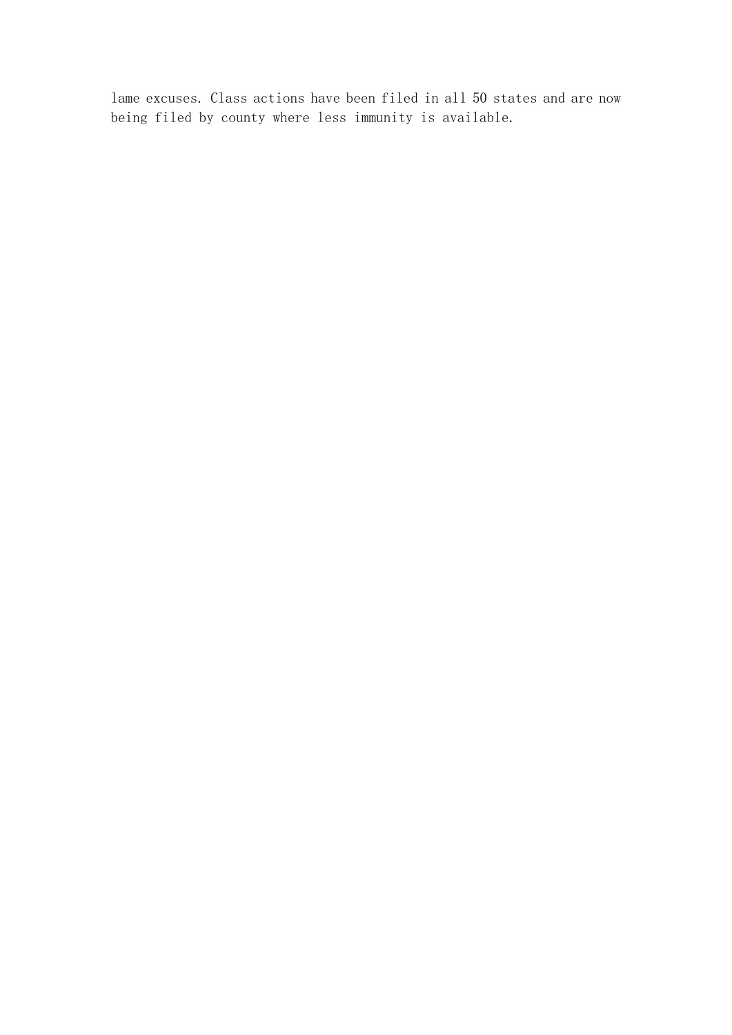lame excuses. Class actions have been filed in all 50 states and are now being filed by county where less immunity is available.